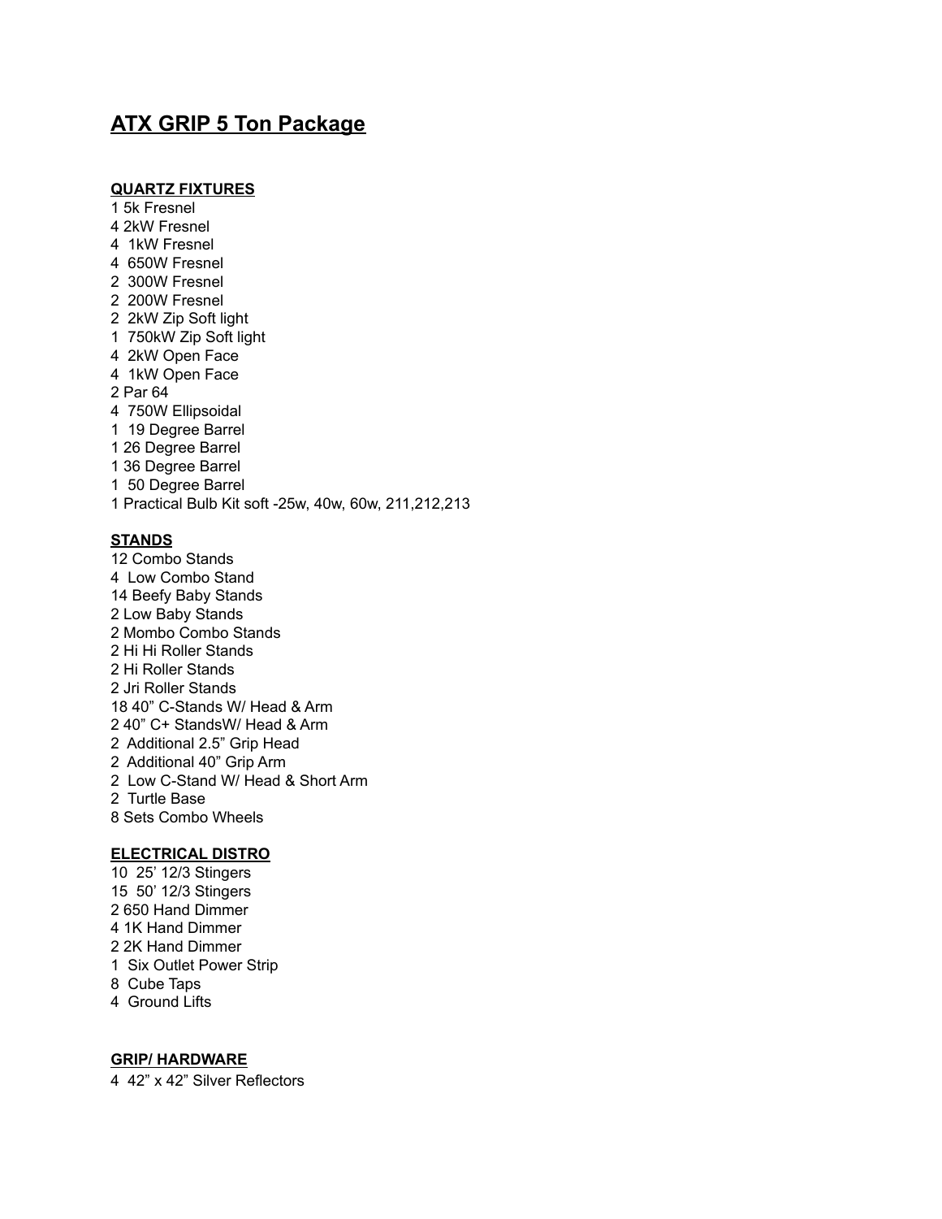# ATX GRIP 5 Ton Package

## QUARTZ FIXTURES

1 5k Fresnel
4 2kW Fresnel
4 1kW Fresnel
4 650W Fresnel
2 300W Fresnel
2 200W Fresnel
2 2kW Zip Soft light
1 750kW Zip Soft light
4 2kW Open Face
4 1kW Open Face
2 Par 64
4 750W Ellipsoidal
1 19 Degree Barrel
1 26 Degree Barrel
1 36 Degree Barrel
1 50 Degree Barrel
1 Practical Bulb Kit soft -25w, 40w, 60w, 211,212,213

## STANDS

12 Combo Stands
4 Low Combo Stand
14 Beefy Baby Stands
2 Low Baby Stands
2 Mombo Combo Stands
2 Hi Hi Roller Stands
2 Hi Roller Stands
2 Jri Roller Stands
18 40" C-Stands W/ Head & Arm
2 40" C+ StandsW/ Head & Arm
2 Additional 2.5" Grip Head
2 Additional 40" Grip Arm
2 Low C-Stand W/ Head & Short Arm
2 Turtle Base
8 Sets Combo Wheels

## ELECTRICAL DISTRO

10 25' 12/3 Stingers
15 50' 12/3 Stingers
2 650 Hand Dimmer
4 1K Hand Dimmer
2 2K Hand Dimmer
1 Six Outlet Power Strip
8 Cube Taps
4 Ground Lifts

## GRIP/ HARDWARE

4 42" x 42" Silver Reflectors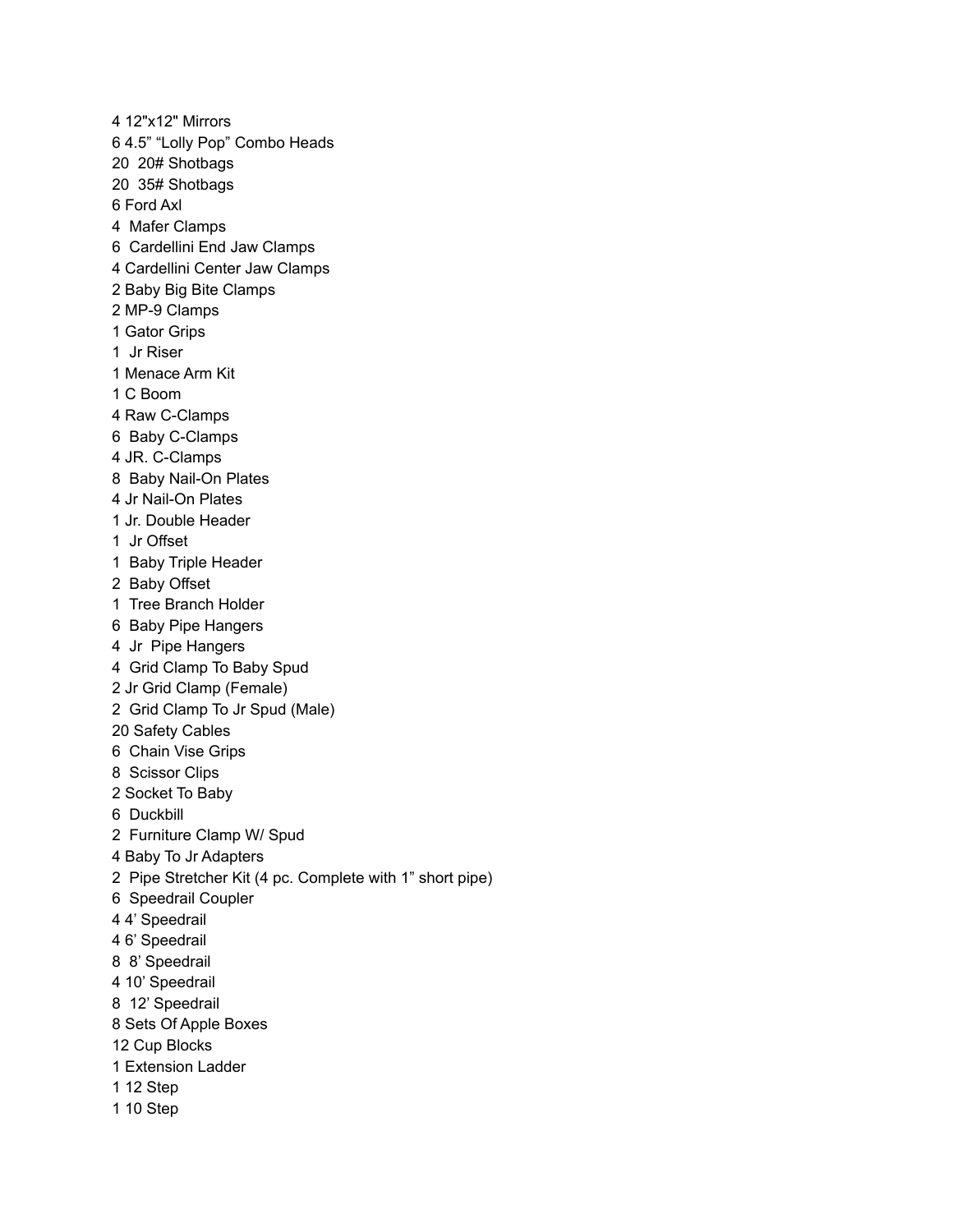4 12"x12" Mirrors
6 4.5" "Lolly Pop" Combo Heads
20 20# Shotbags
20 35# Shotbags
6 Ford Axl
4 Mafer Clamps
6 Cardellini End Jaw Clamps
4 Cardellini Center Jaw Clamps
2 Baby Big Bite Clamps
2 MP-9 Clamps
1 Gator Grips
1 Jr Riser
1 Menace Arm Kit
1 C Boom
4 Raw C-Clamps
6 Baby C-Clamps
4 JR. C-Clamps
8 Baby Nail-On Plates
4 Jr Nail-On Plates
1 Jr. Double Header
1 Jr Offset
1 Baby Triple Header
2 Baby Offset
1 Tree Branch Holder
6 Baby Pipe Hangers
4 Jr Pipe Hangers
4 Grid Clamp To Baby Spud
2 Jr Grid Clamp (Female)
2 Grid Clamp To Jr Spud (Male)
20 Safety Cables
6 Chain Vise Grips
8 Scissor Clips
2 Socket To Baby
6 Duckbill
2 Furniture Clamp W/ Spud
4 Baby To Jr Adapters
2 Pipe Stretcher Kit (4 pc. Complete with 1" short pipe)
6 Speedrail Coupler
4 4' Speedrail
4 6' Speedrail
8 8' Speedrail
4 10' Speedrail
8 12' Speedrail
8 Sets Of Apple Boxes
12 Cup Blocks
1 Extension Ladder
1 12 Step
1 10 Step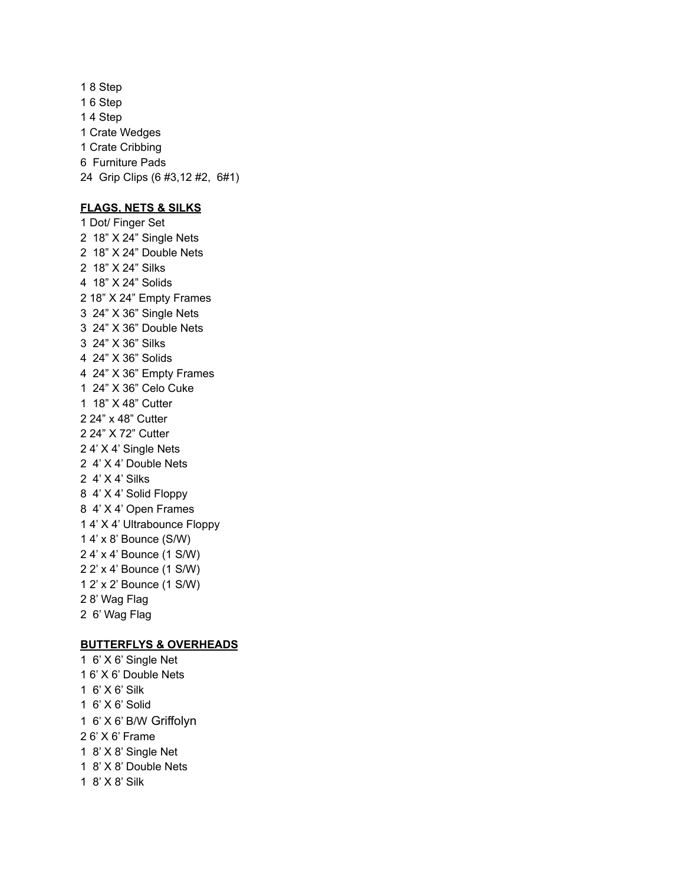1 8 Step
1 6 Step
1 4 Step
1 Crate Wedges
1 Crate Cribbing
6 Furniture Pads
24 Grip Clips (6 #3,12 #2, 6#1)

**FLAGS, NETS & SILKS**

1 Dot/ Finger Set
2 18” X 24” Single Nets
2 18” X 24” Double Nets
2 18” X 24” Silks
4 18” X 24” Solids
2 18” X 24” Empty Frames
3 24” X 36” Single Nets
3 24” X 36” Double Nets
3 24” X 36” Silks
4 24” X 36” Solids
4 24” X 36” Empty Frames
1 24” X 36” Celo Cuke
1 18” X 48” Cutter
2 24” x 48” Cutter
2 24” X 72” Cutter
2 4’ X 4’ Single Nets
2 4’ X 4’ Double Nets
2 4’ X 4’ Silks
8 4’ X 4’ Solid Floppy
8 4’ X 4’ Open Frames
1 4’ X 4’ Ultrabounce Floppy
1 4’ x 8’ Bounce (S/W)
2 4’ x 4’ Bounce (1 S/W)
2 2’ x 4’ Bounce (1 S/W)
1 2’ x 2’ Bounce (1 S/W)
2 8’ Wag Flag
2 6’ Wag Flag

**BUTTERFLYS & OVERHEADS**

1 6’ X 6’ Single Net
1 6’ X 6’ Double Nets
1 6’ X 6’ Silk
1 6’ X 6’ Solid
1 6’ X 6’ B/W Griffolyn
2 6’ X 6’ Frame
1 8’ X 8’ Single Net
1 8’ X 8’ Double Nets
1 8’ X 8’ Silk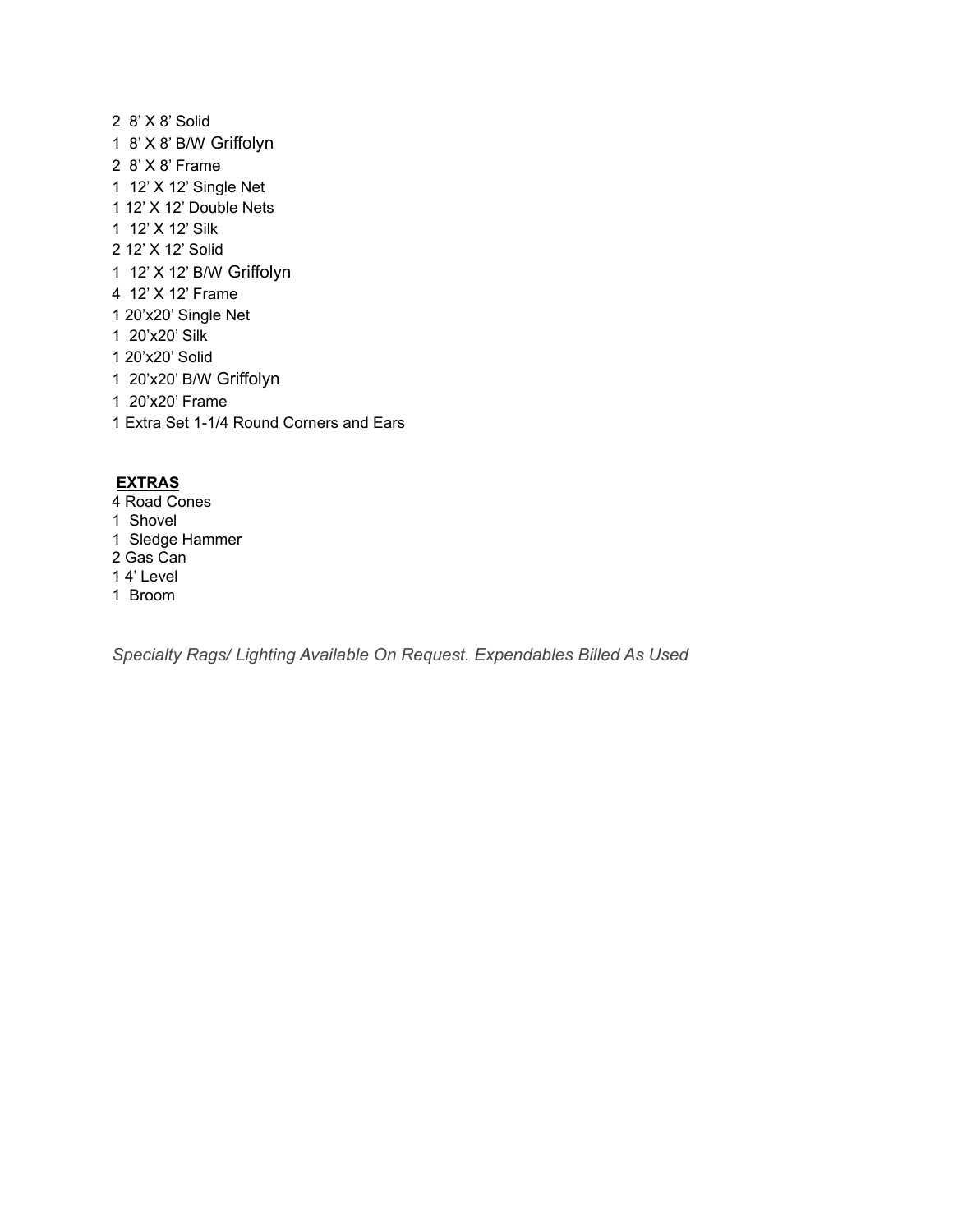2 8' X 8' Solid
1 8' X 8' B/W Griffolyn
2 8' X 8' Frame
1 12' X 12' Single Net
1 12' X 12' Double Nets
1 12' X 12' Silk
2 12' X 12' Solid
1 12' X 12' B/W Griffolyn
4 12' X 12' Frame
1 20'x20' Single Net
1 20'x20' Silk
1 20'x20' Solid
1 20'x20' B/W Griffolyn
1 20'x20' Frame
1 Extra Set 1-1/4 Round Corners and Ears

**EXTRAS**

4 Road Cones
1 Shovel
1 Sledge Hammer
2 Gas Can
1 4' Level
1 Broom

*Specialty Rags/ Lighting Available On Request. Expendables Billed As Used*